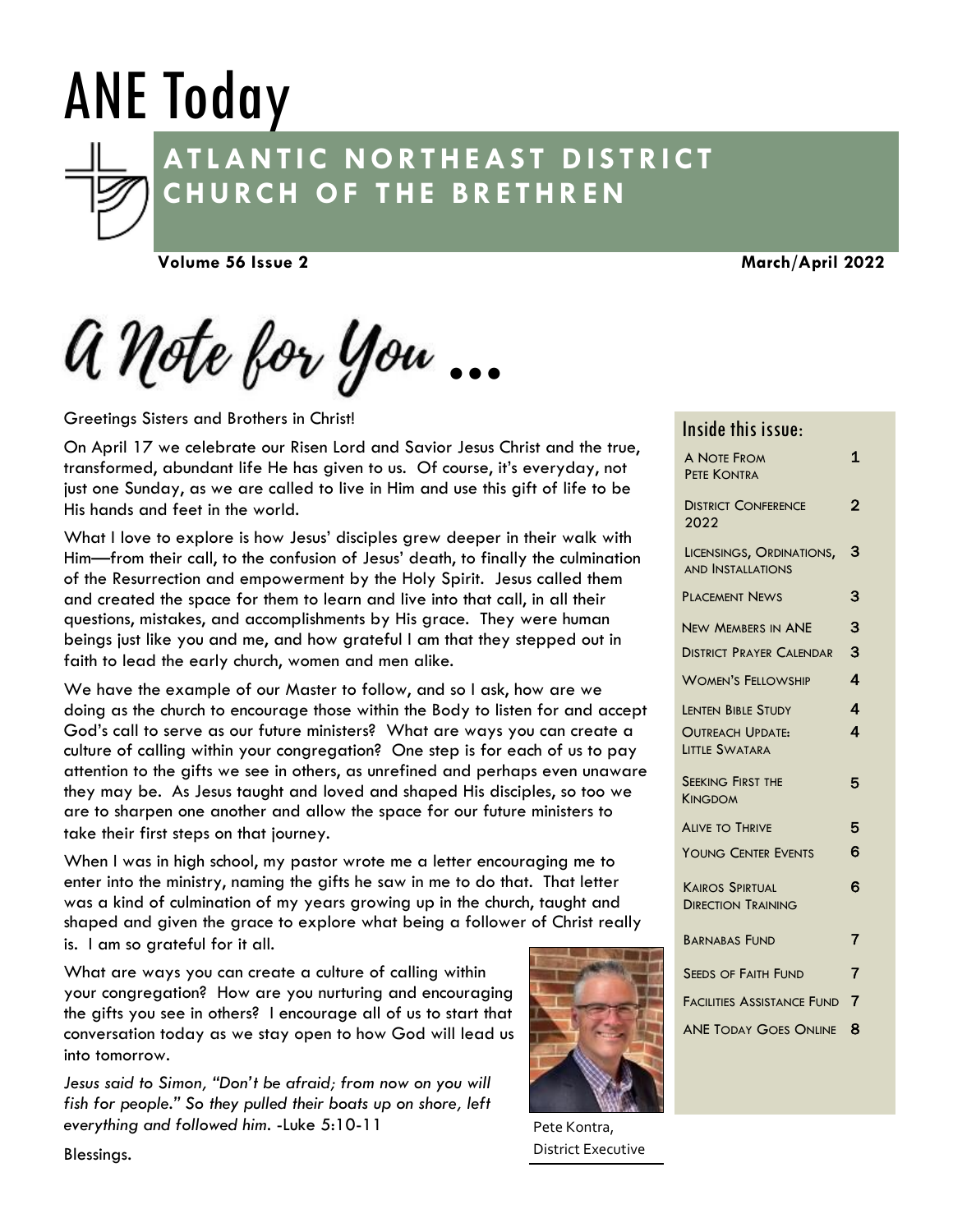# ANE Today

## ATLANTIC NORTHEAST DISTRICT CHURCH OF THE BRETHREN

**Volume 56 Issue 2** **March/April 2022**

## A Note for You …

Greetings Sisters and Brothers in Christ!

On April 17 we celebrate our Risen Lord and Savior Jesus Christ and the true, transformed, abundant life He has given to us. Of course, it's everyday, not just one Sunday, as we are called to live in Him and use this gift of life to be His hands and feet in the world.

What I love to explore is how Jesus' disciples grew deeper in their walk with Him—from their call, to the confusion of Jesus' death, to finally the culmination of the Resurrection and empowerment by the Holy Spirit. Jesus called them and created the space for them to learn and live into that call, in all their questions, mistakes, and accomplishments by His grace. They were human beings just like you and me, and how grateful I am that they stepped out in faith to lead the early church, women and men alike.

We have the example of our Master to follow, and so I ask, how are we doing as the church to encourage those within the Body to listen for and accept God's call to serve as our future ministers? What are ways you can create a culture of calling within your congregation? One step is for each of us to pay attention to the gifts we see in others, as unrefined and perhaps even unaware they may be. As Jesus taught and loved and shaped His disciples, so too we are to sharpen one another and allow the space for our future ministers to take their first steps on that journey.

When I was in high school, my pastor wrote me a letter encouraging me to enter into the ministry, naming the gifts he saw in me to do that. That letter was a kind of culmination of my years growing up in the church, taught and shaped and given the grace to explore what being a follower of Christ really is. I am so grateful for it all.

What are ways you can create a culture of calling within your congregation? How are you nurturing and encouraging the gifts you see in others? I encourage all of us to start that conversation today as we stay open to how God will lead us into tomorrow.

*Jesus said to Simon, "Don't be afraid; from now on you will fish for people." So they pulled their boats up on shore, left everything and followed him.* -Luke 5:10-11

Blessings.

Pete Kontra,
District Executive

### Inside this issue:

| | |
|---|---|
| A Note From Pete Kontra | 1 |
| District Conference 2022 | 2 |
| Licensings, Ordinations, and Installations | 3 |
| Placement News | 3 |
| New Members in ANE | 3 |
| District Prayer Calendar | 3 |
| Women's Fellowship | 4 |
| Lenten Bible Study | 4 |
| Outreach Update: Little Swatara | 4 |
| Seeking First the Kingdom | 5 |
| Alive to Thrive | 5 |
| Young Center Events | 6 |
| Kairos Spirtual Direction Training | 6 |
| Barnabas Fund | 7 |
| Seeds of Faith Fund | 7 |
| Facilities Assistance Fund | 7 |
| ANE Today Goes Online | 8 |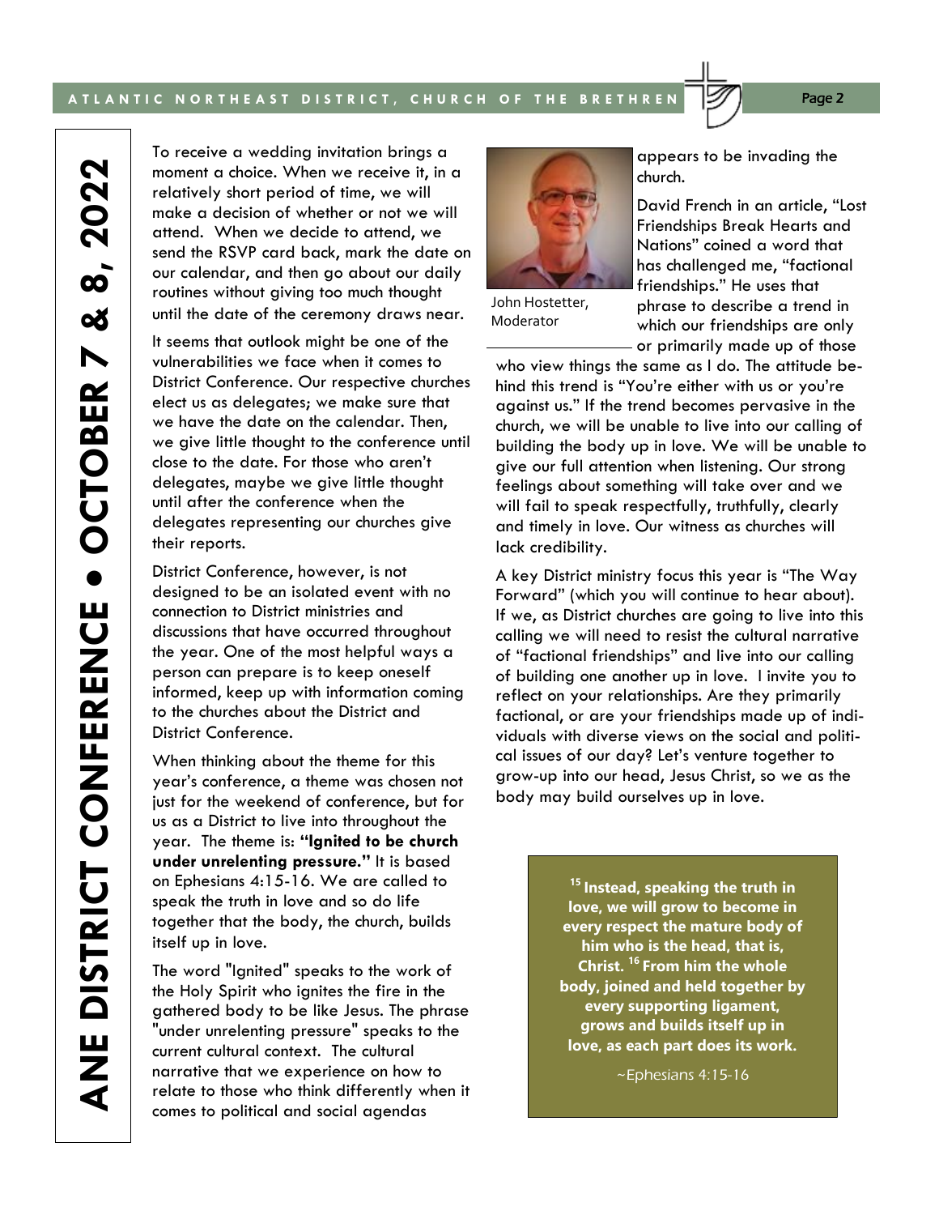# ANE DISTRICT CONFERENCE • OCTOBER 7 & 8, 2022

To receive a wedding invitation brings a moment a choice. When we receive it, in a relatively short period of time, we will make a decision of whether or not we will attend. When we decide to attend, we send the RSVP card back, mark the date on our calendar, and then go about our daily routines without giving too much thought until the date of the ceremony draws near.

It seems that outlook might be one of the vulnerabilities we face when it comes to District Conference. Our respective churches elect us as delegates; we make sure that we have the date on the calendar. Then, we give little thought to the conference until close to the date. For those who aren't delegates, maybe we give little thought until after the conference when the delegates representing our churches give their reports.

District Conference, however, is not designed to be an isolated event with no connection to District ministries and discussions that have occurred throughout the year. One of the most helpful ways a person can prepare is to keep oneself informed, keep up with information coming to the churches about the District and District Conference.

When thinking about the theme for this year's conference, a theme was chosen not just for the weekend of conference, but for us as a District to live into throughout the year. The theme is: **"Ignited to be church under unrelenting pressure."** It is based on Ephesians 4:15-16. We are called to speak the truth in love and so do life together that the body, the church, builds itself up in love.

The word "Ignited" speaks to the work of the Holy Spirit who ignites the fire in the gathered body to be like Jesus. The phrase "under unrelenting pressure" speaks to the current cultural context. The cultural narrative that we experience on how to relate to those who think differently when it comes to political and social agendas appears to be invading the church.

John Hostetter, Moderator

David French in an article, "Lost Friendships Break Hearts and Nations" coined a word that has challenged me, "factional friendships." He uses that phrase to describe a trend in which our friendships are only or primarily made up of those who view things the same as I do. The attitude behind this trend is "You're either with us or you're against us." If the trend becomes pervasive in the church, we will be unable to live into our calling of building the body up in love. We will be unable to give our full attention when listening. Our strong feelings about something will take over and we will fail to speak respectfully, truthfully, clearly and timely in love. Our witness as churches will lack credibility.

A key District ministry focus this year is "The Way Forward" (which you will continue to hear about). If we, as District churches are going to live into this calling we will need to resist the cultural narrative of "factional friendships" and live into our calling of building one another up in love. I invite you to reflect on your relationships. Are they primarily factional, or are your friendships made up of individuals with diverse views on the social and political issues of our day? Let's venture together to grow-up into our head, Jesus Christ, so we as the body may build ourselves up in love.

> **[15] Instead, speaking the truth in love, we will grow to become in every respect the mature body of him who is the head, that is, Christ. [16] From him the whole body, joined and held together by every supporting ligament, grows and builds itself up in love, as each part does its work.**
>
> ~Ephesians 4:15-16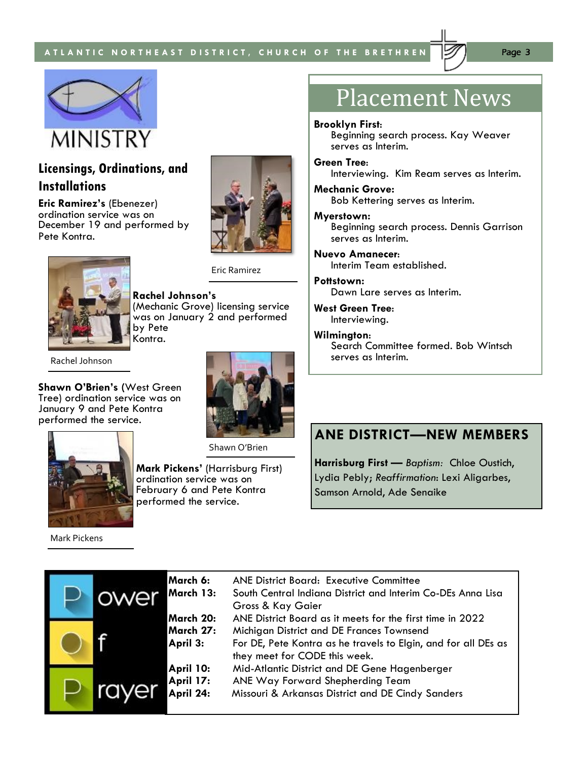MINISTRY

## Licensings, Ordinations, and Installations

**Eric Ramirez's** (Ebenezer) ordination service was on December 19 and performed by Pete Kontra.

Eric Ramirez

**Rachel Johnson's** (Mechanic Grove) licensing service was on January 2 and performed by Pete Kontra.

Rachel Johnson

**Shawn O'Brien's** (West Green Tree) ordination service was on January 9 and Pete Kontra performed the service.

Shawn O'Brien

**Mark Pickens'** (Harrisburg First) ordination service was on February 6 and Pete Kontra performed the service.

Mark Pickens

## Placement News

**Brooklyn First:**
Beginning search process. Kay Weaver serves as Interim.

**Green Tree:**
Interviewing. Kim Ream serves as Interim.

**Mechanic Grove:**
Bob Kettering serves as Interim.

**Myerstown:**
Beginning search process. Dennis Garrison serves as Interim.

**Nuevo Amanecer:**
Interim Team established.

**Pottstown:**
Dawn Lare serves as Interim.

**West Green Tree:**
Interviewing.

**Wilmington:**
Search Committee formed. Bob Wintsch serves as Interim.

## ANE DISTRICT—NEW MEMBERS

**Harrisburg First —** *Baptism:* Chloe Oustich, Lydia Pebly; *Reaffirmation*: Lexi Aligarbes, Samson Arnold, Ade Senaike

## Power of Prayer

| | |
|---|---|
| **March 6:** | ANE District Board: Executive Committee |
| **March 13:** | South Central Indiana District and Interim Co-DEs Anna Lisa Gross & Kay Gaier |
| **March 20:** | ANE District Board as it meets for the first time in 2022 |
| **March 27:** | Michigan District and DE Frances Townsend |
| **April 3:** | For DE, Pete Kontra as he travels to Elgin, and for all DEs as they meet for CODE this week. |
| **April 10:** | Mid-Atlantic District and DE Gene Hagenberger |
| **April 17:** | ANE Way Forward Shepherding Team |
| **April 24:** | Missouri & Arkansas District and DE Cindy Sanders |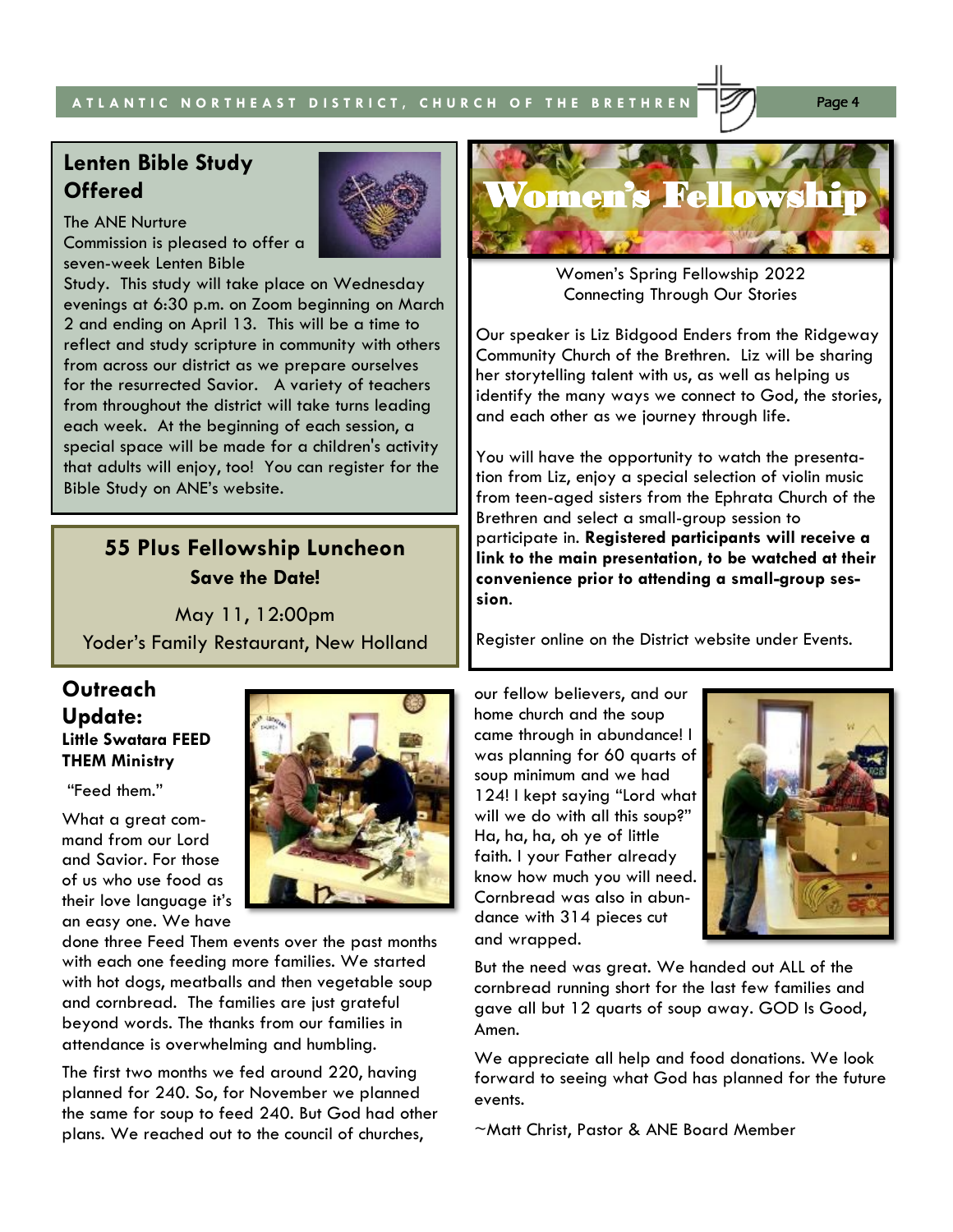## Lenten Bible Study Offered

The ANE Nurture Commission is pleased to offer a seven-week Lenten Bible Study. This study will take place on Wednesday evenings at 6:30 p.m. on Zoom beginning on March 2 and ending on April 13. This will be a time to reflect and study scripture in community with others from across our district as we prepare ourselves for the resurrected Savior. A variety of teachers from throughout the district will take turns leading each week. At the beginning of each session, a special space will be made for a children's activity that adults will enjoy, too! You can register for the Bible Study on ANE's website.

## 55 Plus Fellowship Luncheon

**Save the Date!**

May 11, 12:00pm

Yoder's Family Restaurant, New Holland

## Women's Fellowship

Women's Spring Fellowship 2022
Connecting Through Our Stories

Our speaker is Liz Bidgood Enders from the Ridgeway Community Church of the Brethren. Liz will be sharing her storytelling talent with us, as well as helping us identify the many ways we connect to God, the stories, and each other as we journey through life.

You will have the opportunity to watch the presentation from Liz, enjoy a special selection of violin music from teen-aged sisters from the Ephrata Church of the Brethren and select a small-group session to participate in. **Registered participants will receive a link to the main presentation, to be watched at their convenience prior to attending a small-group session.**

Register online on the District website under Events.

## Outreach Update:

**Little Swatara FEED THEM Ministry**

"Feed them."

What a great command from our Lord and Savior. For those of us who use food as their love language it's an easy one. We have done three Feed Them events over the past months with each one feeding more families. We started with hot dogs, meatballs and then vegetable soup and cornbread. The families are just grateful beyond words. The thanks from our families in attendance is overwhelming and humbling.

The first two months we fed around 220, having planned for 240. So, for November we planned the same for soup to feed 240. But God had other plans. We reached out to the council of churches, our fellow believers, and our home church and the soup came through in abundance! I was planning for 60 quarts of soup minimum and we had 124! I kept saying "Lord what will we do with all this soup?" Ha, ha, ha, oh ye of little faith. I your Father already know how much you will need. Cornbread was also in abundance with 314 pieces cut and wrapped.

But the need was great. We handed out ALL of the cornbread running short for the last few families and gave all but 12 quarts of soup away. GOD Is Good, Amen.

We appreciate all help and food donations. We look forward to seeing what God has planned for the future events.

~Matt Christ, Pastor & ANE Board Member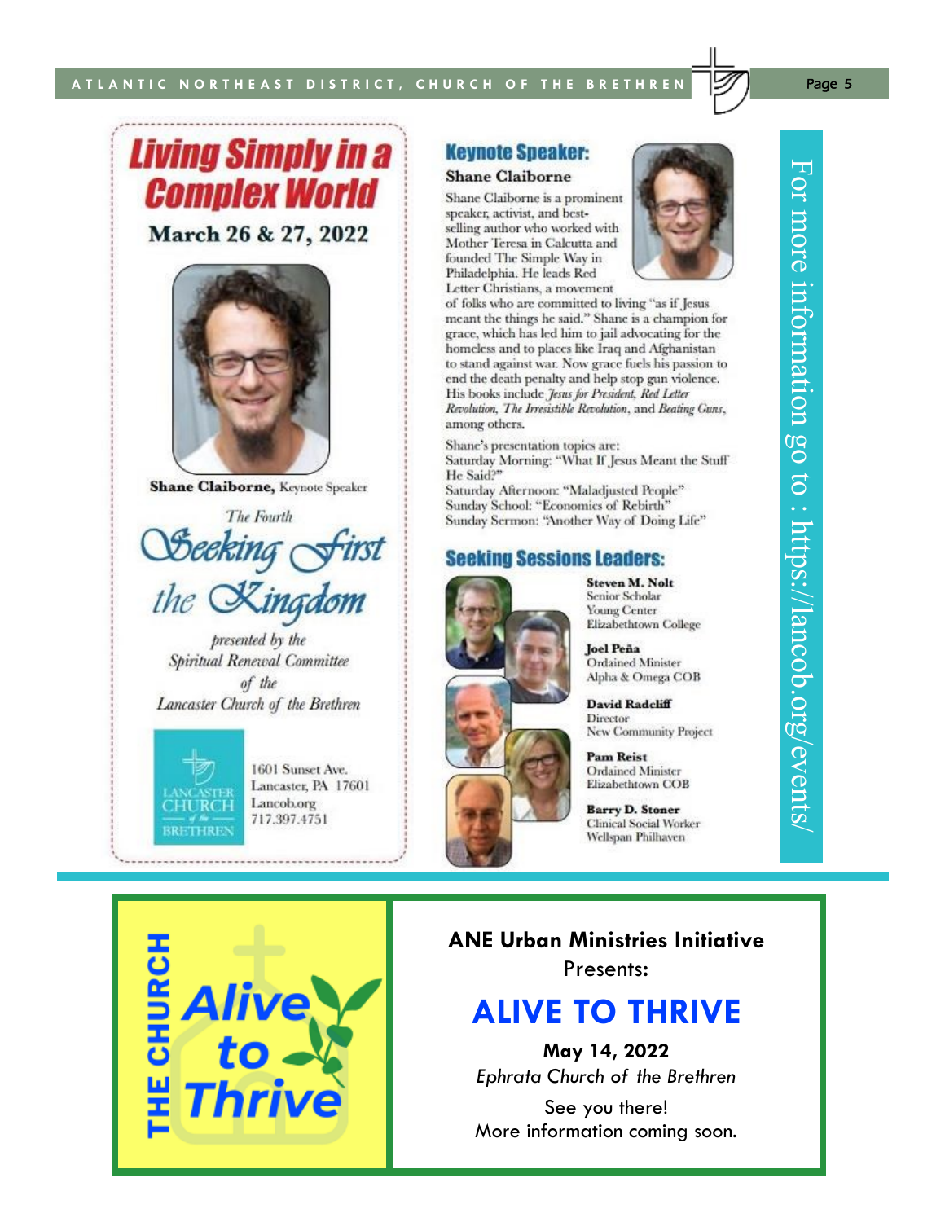# Living Simply in a Complex World

**March 26 & 27, 2022**

**Shane Claiborne,** Keynote Speaker

*The Fourth*

## *Seeking First the Kingdom*

*presented by the Spiritual Renewal Committee of the Lancaster Church of the Brethren*

LANCASTER CHURCH of the BRETHREN

1601 Sunset Ave.
Lancaster, PA 17601
Lancob.org
717.397.4751

## Keynote Speaker:

**Shane Claiborne**

Shane Claiborne is a prominent speaker, activist, and best-selling author who worked with Mother Teresa in Calcutta and founded The Simple Way in Philadelphia. He leads Red Letter Christians, a movement of folks who are committed to living "as if Jesus meant the things he said." Shane is a champion for grace, which has led him to jail advocating for the homeless and to places like Iraq and Afghanistan to stand against war. Now grace fuels his passion to end the death penalty and help stop gun violence. His books include *Jesus for President*, *Red Letter Revolution*, *The Irresistible Revolution*, and *Beating Guns*, among others.

Shane's presentation topics are:
Saturday Morning: "What If Jesus Meant the Stuff He Said?"
Saturday Afternoon: "Maladjusted People"
Sunday School: "Economics of Rebirth"
Sunday Sermon: "Another Way of Doing Life"

## Seeking Sessions Leaders:

**Steven M. Nolt**
Senior Scholar
Young Center
Elizabethtown College

**Joel Peña**
Ordained Minister
Alpha & Omega COB

**David Radcliff**
Director
New Community Project

**Pam Reist**
Ordained Minister
Elizabethtown COB

**Barry D. Stoner**
Clinical Social Worker
Wellspan Philhaven

For more information go to : https://lancob.org/events/

---

THE CHURCH *Alive to Thrive*

**ANE Urban Ministries Initiative**
Presents:

## ALIVE TO THRIVE

**May 14, 2022**
*Ephrata Church of the Brethren*

See you there!
More information coming soon.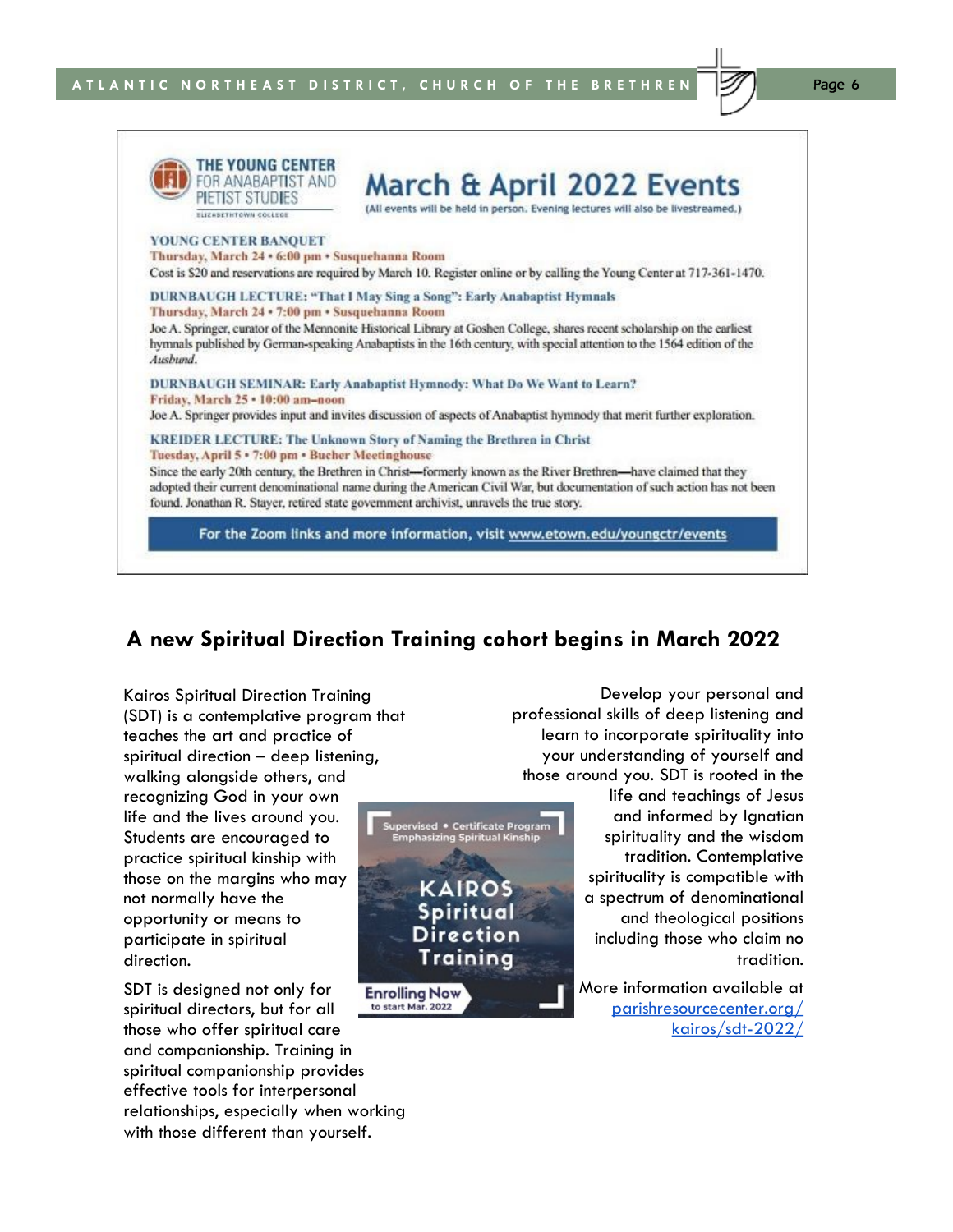THE YOUNG CENTER FOR ANABAPTIST AND PIETIST STUDIES
ELIZABETHTOWN COLLEGE

## March & April 2022 Events

(All events will be held in person. Evening lectures will also be livestreamed.)

**YOUNG CENTER BANQUET**
**Thursday, March 24 • 6:00 pm • Susquehanna Room**
Cost is $20 and reservations are required by March 10. Register online or by calling the Young Center at 717-361-1470.

**DURNBAUGH LECTURE: "That I May Sing a Song": Early Anabaptist Hymnals**
**Thursday, March 24 • 7:00 pm • Susquehanna Room**
Joe A. Springer, curator of the Mennonite Historical Library at Goshen College, shares recent scholarship on the earliest hymnals published by German-speaking Anabaptists in the 16th century, with special attention to the 1564 edition of the *Ausbund*.

**DURNBAUGH SEMINAR: Early Anabaptist Hymnody: What Do We Want to Learn?**
**Friday, March 25 • 10:00 am–noon**
Joe A. Springer provides input and invites discussion of aspects of Anabaptist hymnody that merit further exploration.

**KREIDER LECTURE: The Unknown Story of Naming the Brethren in Christ**
**Tuesday, April 5 • 7:00 pm • Bucher Meetinghouse**
Since the early 20th century, the Brethren in Christ—formerly known as the River Brethren—have claimed that they adopted their current denominational name during the American Civil War, but documentation of such action has not been found. Jonathan R. Stayer, retired state government archivist, unravels the true story.

For the Zoom links and more information, visit www.etown.edu/youngctr/events

## A new Spiritual Direction Training cohort begins in March 2022

Kairos Spiritual Direction Training (SDT) is a contemplative program that teaches the art and practice of spiritual direction – deep listening, walking alongside others, and recognizing God in your own life and the lives around you. Students are encouraged to practice spiritual kinship with those on the margins who may not normally have the opportunity or means to participate in spiritual direction.

SDT is designed not only for spiritual directors, but for all those who offer spiritual care and companionship. Training in spiritual companionship provides effective tools for interpersonal relationships, especially when working with those different than yourself.

Supervised • Certificate Program
Emphasizing Spiritual Kinship

KAIROS Spiritual Direction Training

Enrolling Now
to start Mar. 2022

Develop your personal and professional skills of deep listening and learn to incorporate spirituality into your understanding of yourself and those around you. SDT is rooted in the life and teachings of Jesus and informed by Ignatian spirituality and the wisdom tradition. Contemplative spirituality is compatible with a spectrum of denominational and theological positions including those who claim no tradition.

More information available at parishresourcecenter.org/kairos/sdt-2022/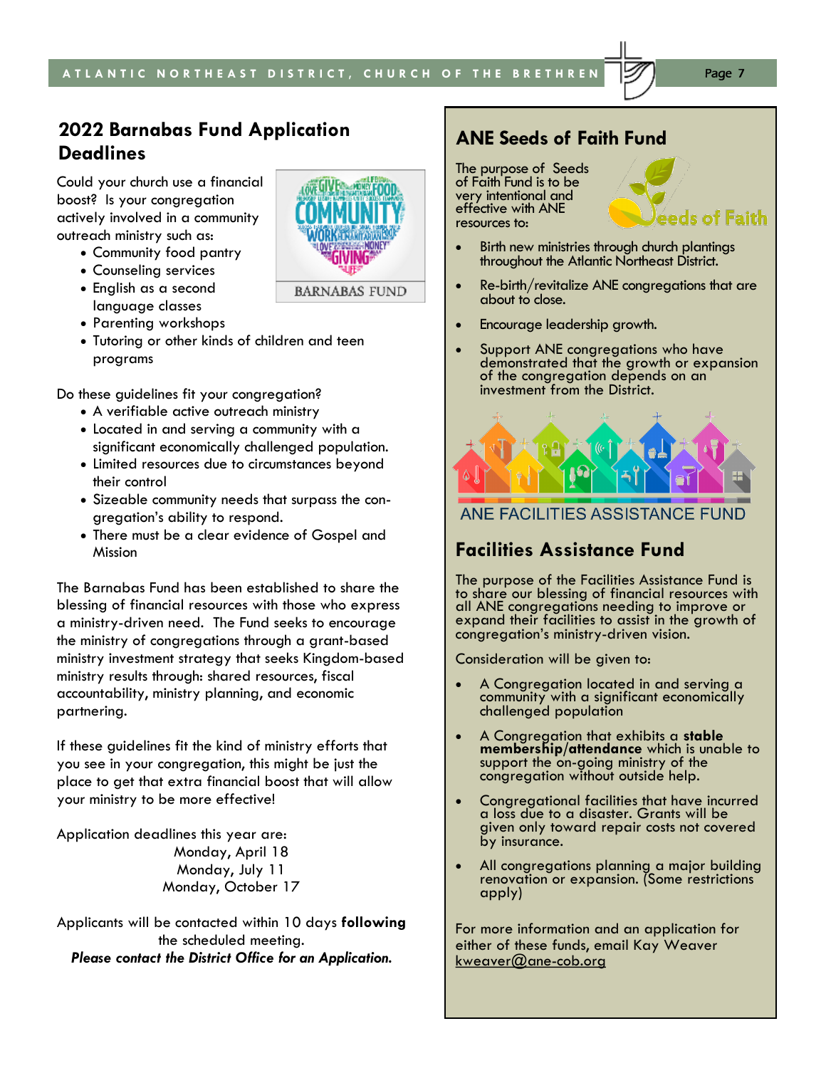## 2022 Barnabas Fund Application Deadlines

Could your church use a financial boost? Is your congregation actively involved in a community outreach ministry such as:

- Community food pantry
- Counseling services
- English as a second language classes
- Parenting workshops
- Tutoring or other kinds of children and teen programs

Do these guidelines fit your congregation?

- A verifiable active outreach ministry
- Located in and serving a community with a significant economically challenged population.
- Limited resources due to circumstances beyond their control
- Sizeable community needs that surpass the congregation's ability to respond.
- There must be a clear evidence of Gospel and Mission

The Barnabas Fund has been established to share the blessing of financial resources with those who express a ministry-driven need. The Fund seeks to encourage the ministry of congregations through a grant-based ministry investment strategy that seeks Kingdom-based ministry results through: shared resources, fiscal accountability, ministry planning, and economic partnering.

If these guidelines fit the kind of ministry efforts that you see in your congregation, this might be just the place to get that extra financial boost that will allow your ministry to be more effective!

Application deadlines this year are:
Monday, April 18
Monday, July 11
Monday, October 17

Applicants will be contacted within 10 days **following** the scheduled meeting.
***Please contact the District Office for an Application.***

## ANE Seeds of Faith Fund

The purpose of Seeds of Faith Fund is to be very intentional and effective with ANE resources to:

- Birth new ministries through church plantings throughout the Atlantic Northeast District.
- Re-birth/revitalize ANE congregations that are about to close.
- Encourage leadership growth.
- Support ANE congregations who have demonstrated that the growth or expansion of the congregation depends on an investment from the District.

ANE FACILITIES ASSISTANCE FUND

## Facilities Assistance Fund

The purpose of the Facilities Assistance Fund is to share our blessing of financial resources with all ANE congregations needing to improve or expand their facilities to assist in the growth of congregation's ministry-driven vision.

Consideration will be given to:

- A Congregation located in and serving a community with a significant economically challenged population
- A Congregation that exhibits a **stable membership/attendance** which is unable to support the on-going ministry of the congregation without outside help.
- Congregational facilities that have incurred a loss due to a disaster. Grants will be given only toward repair costs not covered by insurance.
- All congregations planning a major building renovation or expansion. (Some restrictions apply)

For more information and an application for either of these funds, email Kay Weaver kweaver@ane-cob.org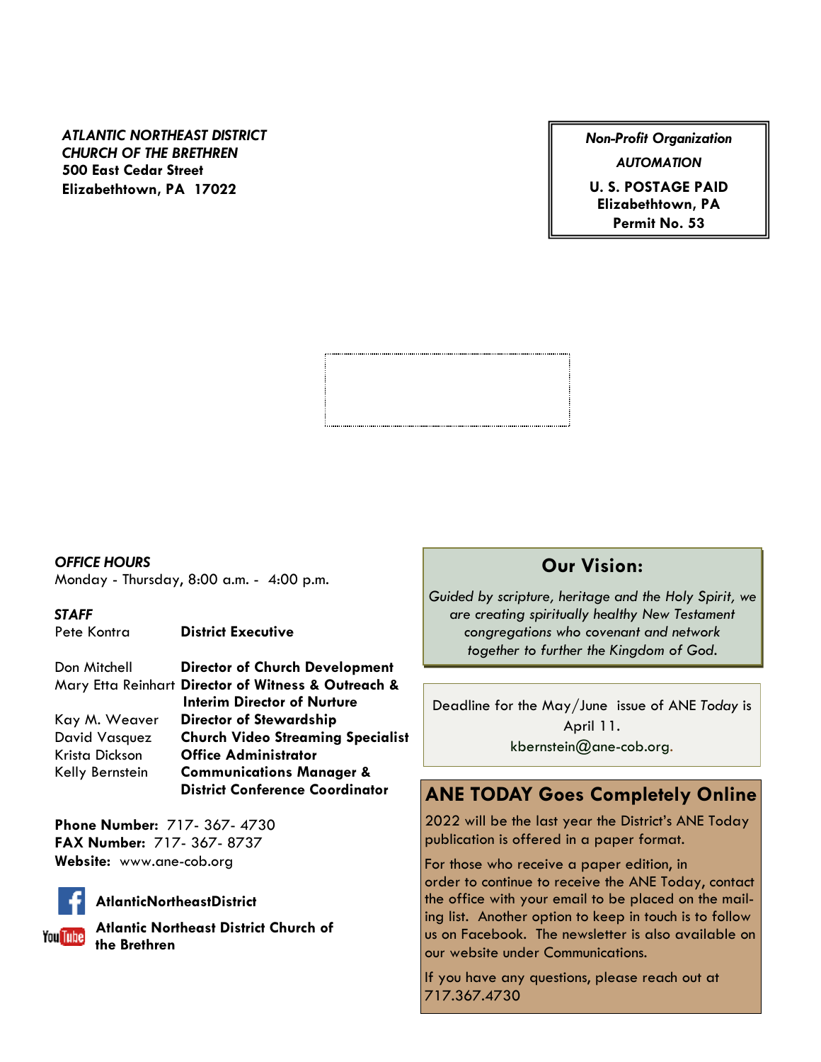*ATLANTIC NORTHEAST DISTRICT*
*CHURCH OF THE BRETHREN*
**500 East Cedar Street**
**Elizabethtown, PA 17022**

*Non-Profit Organization*
*AUTOMATION*
**U. S. POSTAGE PAID**
**Elizabethtown, PA**
**Permit No. 53**

***OFFICE HOURS***
Monday - Thursday, 8:00 a.m. - 4:00 p.m.

***STAFF***

| | |
|---|---|
| Pete Kontra | **District Executive** |
| Don Mitchell | **Director of Church Development** |
| Mary Etta Reinhart | **Director of Witness & Outreach & Interim Director of Nurture** |
| Kay M. Weaver | **Director of Stewardship** |
| David Vasquez | **Church Video Streaming Specialist** |
| Krista Dickson | **Office Administrator** |
| Kelly Bernstein | **Communications Manager & District Conference Coordinator** |

**Phone Number:** 717- 367- 4730
**FAX Number:** 717- 367- 8737
**Website:** www.ane-cob.org

**AtlanticNortheastDistrict**

**Atlantic Northeast District Church of the Brethren**

## Our Vision:

*Guided by scripture, heritage and the Holy Spirit, we are creating spiritually healthy New Testament congregations who covenant and network together to further the Kingdom of God.*

Deadline for the May/June issue of ANE *Today* is April 11.
kbernstein@ane-cob.org.

## ANE TODAY Goes Completely Online

2022 will be the last year the District's ANE Today publication is offered in a paper format.

For those who receive a paper edition, in order to continue to receive the ANE Today, contact the office with your email to be placed on the mailing list. Another option to keep in touch is to follow us on Facebook. The newsletter is also available on our website under Communications.

If you have any questions, please reach out at 717.367.4730